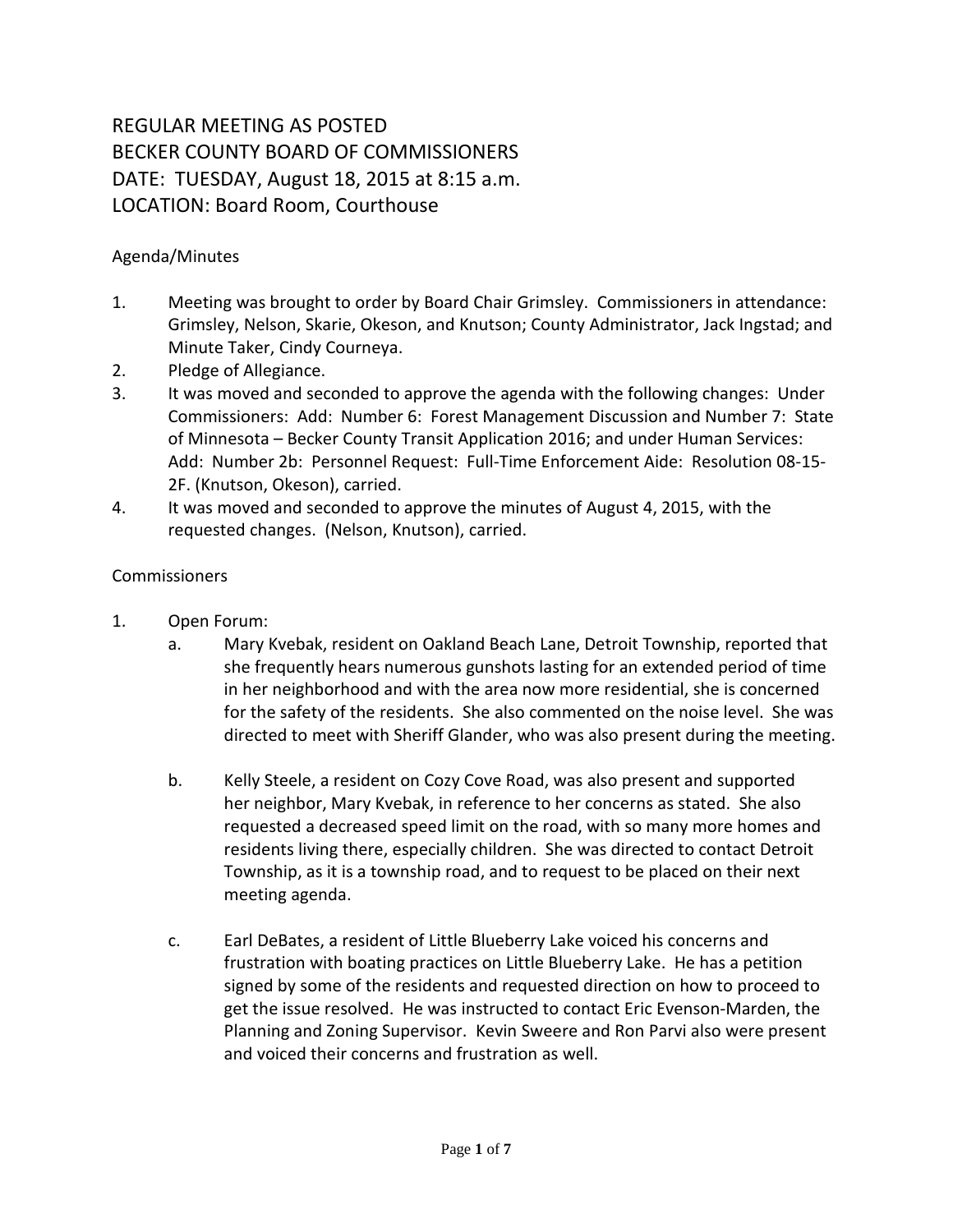REGULAR MEETING AS POSTED
BECKER COUNTY BOARD OF COMMISSIONERS
DATE: TUESDAY, August 18, 2015 at 8:15 a.m.
LOCATION: Board Room, Courthouse

Agenda/Minutes

1. Meeting was brought to order by Board Chair Grimsley. Commissioners in attendance: Grimsley, Nelson, Skarie, Okeson, and Knutson; County Administrator, Jack Ingstad; and Minute Taker, Cindy Courneya.
2. Pledge of Allegiance.
3. It was moved and seconded to approve the agenda with the following changes: Under Commissioners: Add: Number 6: Forest Management Discussion and Number 7: State of Minnesota – Becker County Transit Application 2016; and under Human Services: Add: Number 2b: Personnel Request: Full-Time Enforcement Aide: Resolution 08-15-2F. (Knutson, Okeson), carried.
4. It was moved and seconded to approve the minutes of August 4, 2015, with the requested changes. (Nelson, Knutson), carried.

Commissioners

1. Open Forum:
   a. Mary Kvebak, resident on Oakland Beach Lane, Detroit Township, reported that she frequently hears numerous gunshots lasting for an extended period of time in her neighborhood and with the area now more residential, she is concerned for the safety of the residents. She also commented on the noise level. She was directed to meet with Sheriff Glander, who was also present during the meeting.

   b. Kelly Steele, a resident on Cozy Cove Road, was also present and supported her neighbor, Mary Kvebak, in reference to her concerns as stated. She also requested a decreased speed limit on the road, with so many more homes and residents living there, especially children. She was directed to contact Detroit Township, as it is a township road, and to request to be placed on their next meeting agenda.

   c. Earl DeBates, a resident of Little Blueberry Lake voiced his concerns and frustration with boating practices on Little Blueberry Lake. He has a petition signed by some of the residents and requested direction on how to proceed to get the issue resolved. He was instructed to contact Eric Evenson-Marden, the Planning and Zoning Supervisor. Kevin Sweere and Ron Parvi also were present and voiced their concerns and frustration as well.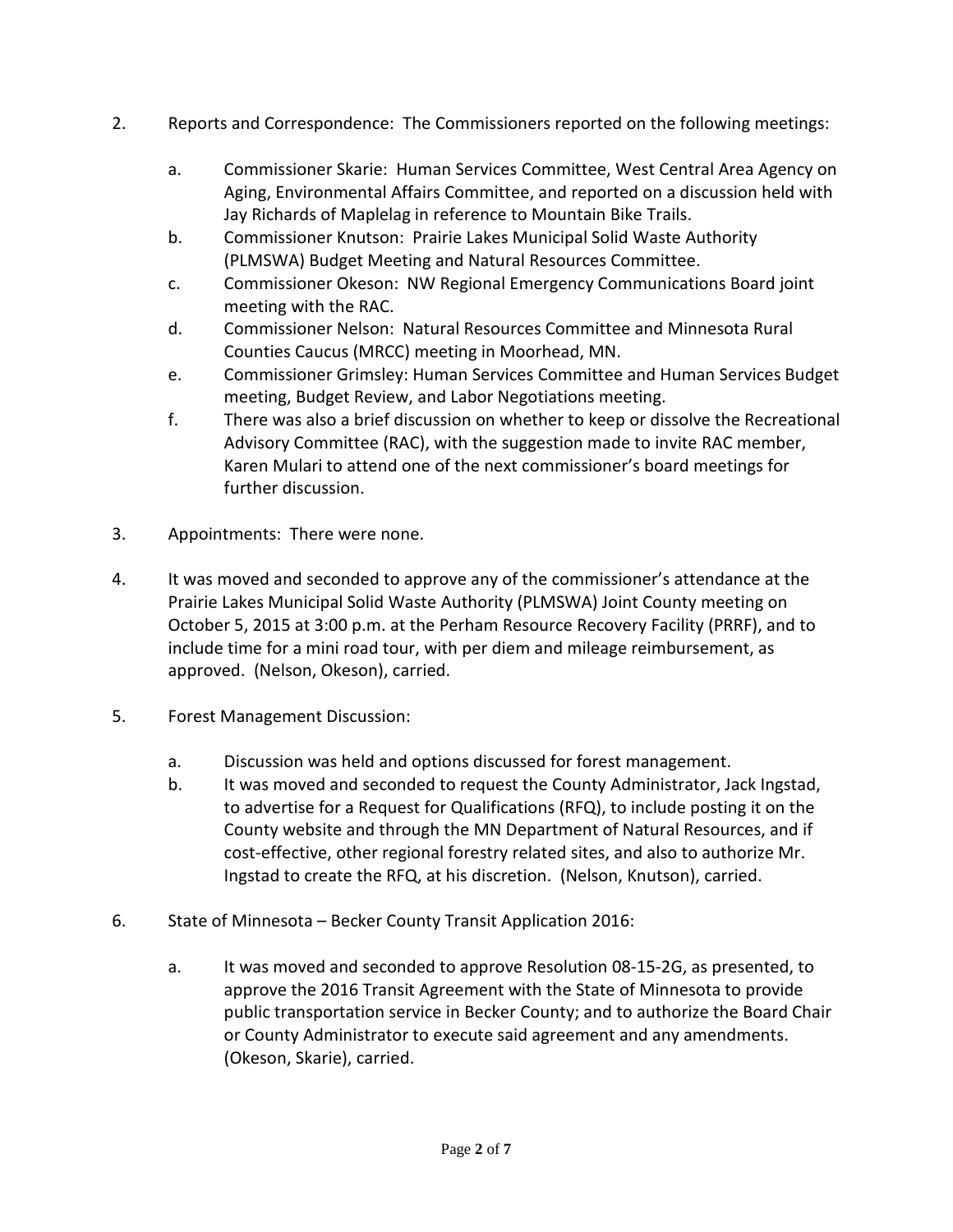2. Reports and Correspondence: The Commissioners reported on the following meetings:

   a. Commissioner Skarie: Human Services Committee, West Central Area Agency on Aging, Environmental Affairs Committee, and reported on a discussion held with Jay Richards of Maplelag in reference to Mountain Bike Trails.
   b. Commissioner Knutson: Prairie Lakes Municipal Solid Waste Authority (PLMSWA) Budget Meeting and Natural Resources Committee.
   c. Commissioner Okeson: NW Regional Emergency Communications Board joint meeting with the RAC.
   d. Commissioner Nelson: Natural Resources Committee and Minnesota Rural Counties Caucus (MRCC) meeting in Moorhead, MN.
   e. Commissioner Grimsley: Human Services Committee and Human Services Budget meeting, Budget Review, and Labor Negotiations meeting.
   f. There was also a brief discussion on whether to keep or dissolve the Recreational Advisory Committee (RAC), with the suggestion made to invite RAC member, Karen Mulari to attend one of the next commissioner's board meetings for further discussion.

3. Appointments: There were none.

4. It was moved and seconded to approve any of the commissioner's attendance at the Prairie Lakes Municipal Solid Waste Authority (PLMSWA) Joint County meeting on October 5, 2015 at 3:00 p.m. at the Perham Resource Recovery Facility (PRRF), and to include time for a mini road tour, with per diem and mileage reimbursement, as approved. (Nelson, Okeson), carried.

5. Forest Management Discussion:

   a. Discussion was held and options discussed for forest management.
   b. It was moved and seconded to request the County Administrator, Jack Ingstad, to advertise for a Request for Qualifications (RFQ), to include posting it on the County website and through the MN Department of Natural Resources, and if cost-effective, other regional forestry related sites, and also to authorize Mr. Ingstad to create the RFQ, at his discretion. (Nelson, Knutson), carried.

6. State of Minnesota – Becker County Transit Application 2016:

   a. It was moved and seconded to approve Resolution 08-15-2G, as presented, to approve the 2016 Transit Agreement with the State of Minnesota to provide public transportation service in Becker County; and to authorize the Board Chair or County Administrator to execute said agreement and any amendments. (Okeson, Skarie), carried.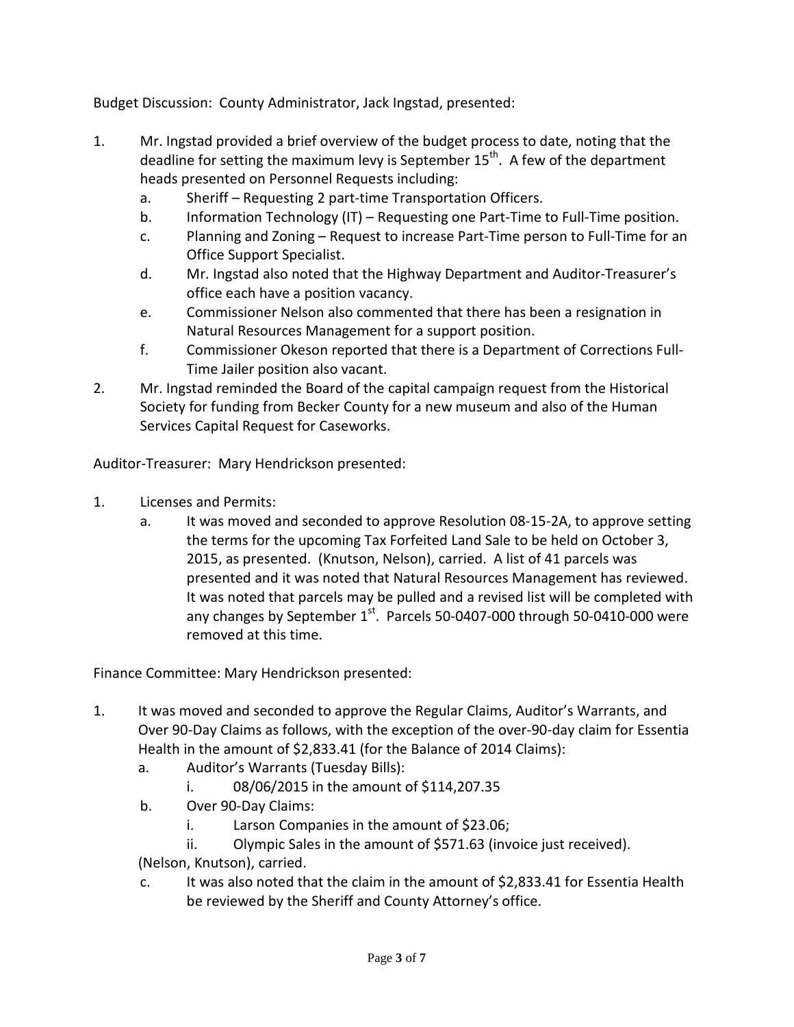Budget Discussion: County Administrator, Jack Ingstad, presented:

1. Mr. Ingstad provided a brief overview of the budget process to date, noting that the deadline for setting the maximum levy is September 15th. A few of the department heads presented on Personnel Requests including:
   a. Sheriff – Requesting 2 part-time Transportation Officers.
   b. Information Technology (IT) – Requesting one Part-Time to Full-Time position.
   c. Planning and Zoning – Request to increase Part-Time person to Full-Time for an Office Support Specialist.
   d. Mr. Ingstad also noted that the Highway Department and Auditor-Treasurer's office each have a position vacancy.
   e. Commissioner Nelson also commented that there has been a resignation in Natural Resources Management for a support position.
   f. Commissioner Okeson reported that there is a Department of Corrections Full-Time Jailer position also vacant.
2. Mr. Ingstad reminded the Board of the capital campaign request from the Historical Society for funding from Becker County for a new museum and also of the Human Services Capital Request for Caseworks.

Auditor-Treasurer: Mary Hendrickson presented:

1. Licenses and Permits:
   a. It was moved and seconded to approve Resolution 08-15-2A, to approve setting the terms for the upcoming Tax Forfeited Land Sale to be held on October 3, 2015, as presented. (Knutson, Nelson), carried. A list of 41 parcels was presented and it was noted that Natural Resources Management has reviewed. It was noted that parcels may be pulled and a revised list will be completed with any changes by September 1st. Parcels 50-0407-000 through 50-0410-000 were removed at this time.

Finance Committee: Mary Hendrickson presented:

1. It was moved and seconded to approve the Regular Claims, Auditor's Warrants, and Over 90-Day Claims as follows, with the exception of the over-90-day claim for Essentia Health in the amount of $2,833.41 (for the Balance of 2014 Claims):
   a. Auditor's Warrants (Tuesday Bills):
      i. 08/06/2015 in the amount of $114,207.35
   b. Over 90-Day Claims:
      i. Larson Companies in the amount of $23.06;
      ii. Olympic Sales in the amount of $571.63 (invoice just received).

   (Nelson, Knutson), carried.
   c. It was also noted that the claim in the amount of $2,833.41 for Essentia Health be reviewed by the Sheriff and County Attorney's office.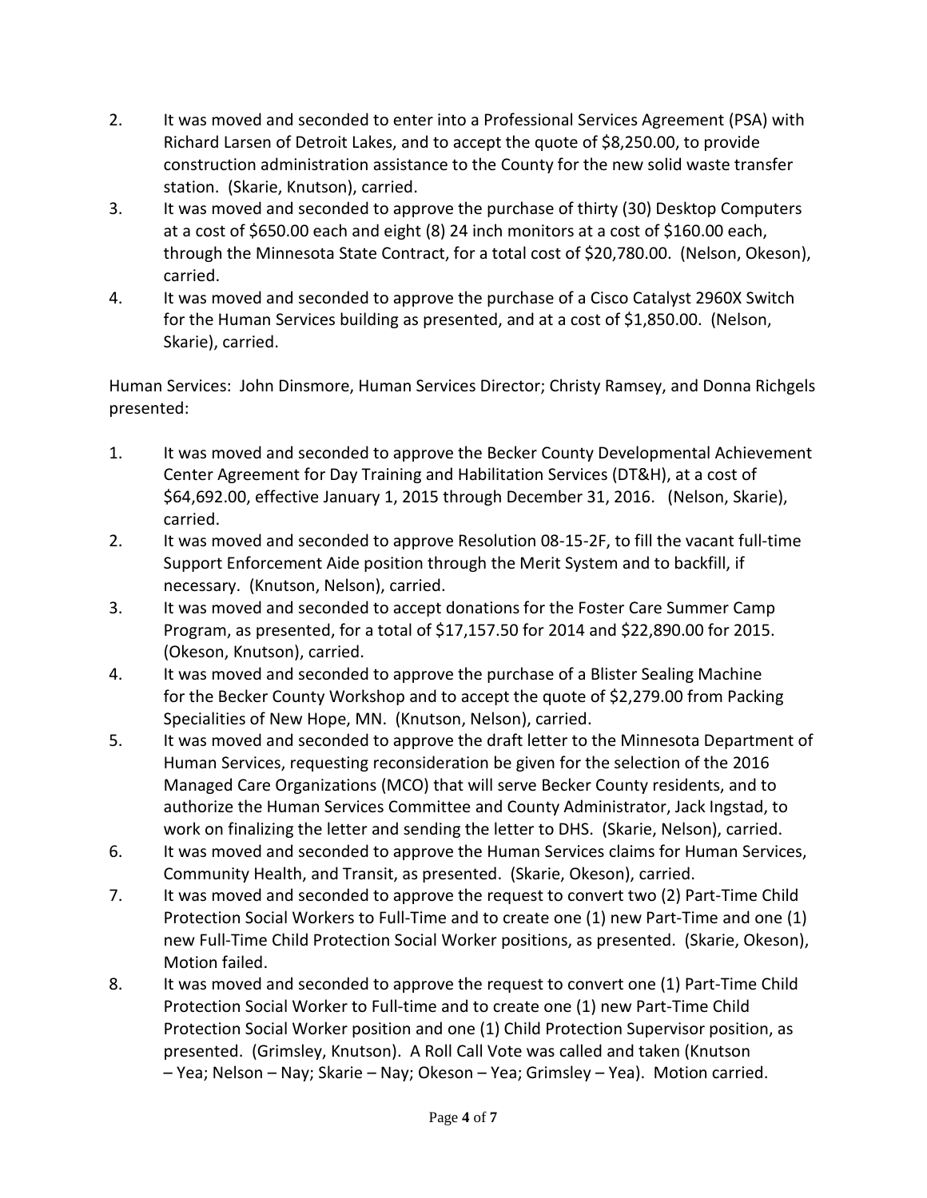2. It was moved and seconded to enter into a Professional Services Agreement (PSA) with Richard Larsen of Detroit Lakes, and to accept the quote of $8,250.00, to provide construction administration assistance to the County for the new solid waste transfer station. (Skarie, Knutson), carried.
3. It was moved and seconded to approve the purchase of thirty (30) Desktop Computers at a cost of $650.00 each and eight (8) 24 inch monitors at a cost of $160.00 each, through the Minnesota State Contract, for a total cost of $20,780.00. (Nelson, Okeson), carried.
4. It was moved and seconded to approve the purchase of a Cisco Catalyst 2960X Switch for the Human Services building as presented, and at a cost of $1,850.00. (Nelson, Skarie), carried.

Human Services: John Dinsmore, Human Services Director; Christy Ramsey, and Donna Richgels presented:

1. It was moved and seconded to approve the Becker County Developmental Achievement Center Agreement for Day Training and Habilitation Services (DT&H), at a cost of $64,692.00, effective January 1, 2015 through December 31, 2016. (Nelson, Skarie), carried.
2. It was moved and seconded to approve Resolution 08-15-2F, to fill the vacant full-time Support Enforcement Aide position through the Merit System and to backfill, if necessary. (Knutson, Nelson), carried.
3. It was moved and seconded to accept donations for the Foster Care Summer Camp Program, as presented, for a total of $17,157.50 for 2014 and $22,890.00 for 2015. (Okeson, Knutson), carried.
4. It was moved and seconded to approve the purchase of a Blister Sealing Machine for the Becker County Workshop and to accept the quote of $2,279.00 from Packing Specialities of New Hope, MN. (Knutson, Nelson), carried.
5. It was moved and seconded to approve the draft letter to the Minnesota Department of Human Services, requesting reconsideration be given for the selection of the 2016 Managed Care Organizations (MCO) that will serve Becker County residents, and to authorize the Human Services Committee and County Administrator, Jack Ingstad, to work on finalizing the letter and sending the letter to DHS. (Skarie, Nelson), carried.
6. It was moved and seconded to approve the Human Services claims for Human Services, Community Health, and Transit, as presented. (Skarie, Okeson), carried.
7. It was moved and seconded to approve the request to convert two (2) Part-Time Child Protection Social Workers to Full-Time and to create one (1) new Part-Time and one (1) new Full-Time Child Protection Social Worker positions, as presented. (Skarie, Okeson), Motion failed.
8. It was moved and seconded to approve the request to convert one (1) Part-Time Child Protection Social Worker to Full-time and to create one (1) new Part-Time Child Protection Social Worker position and one (1) Child Protection Supervisor position, as presented. (Grimsley, Knutson). A Roll Call Vote was called and taken (Knutson – Yea; Nelson – Nay; Skarie – Nay; Okeson – Yea; Grimsley – Yea). Motion carried.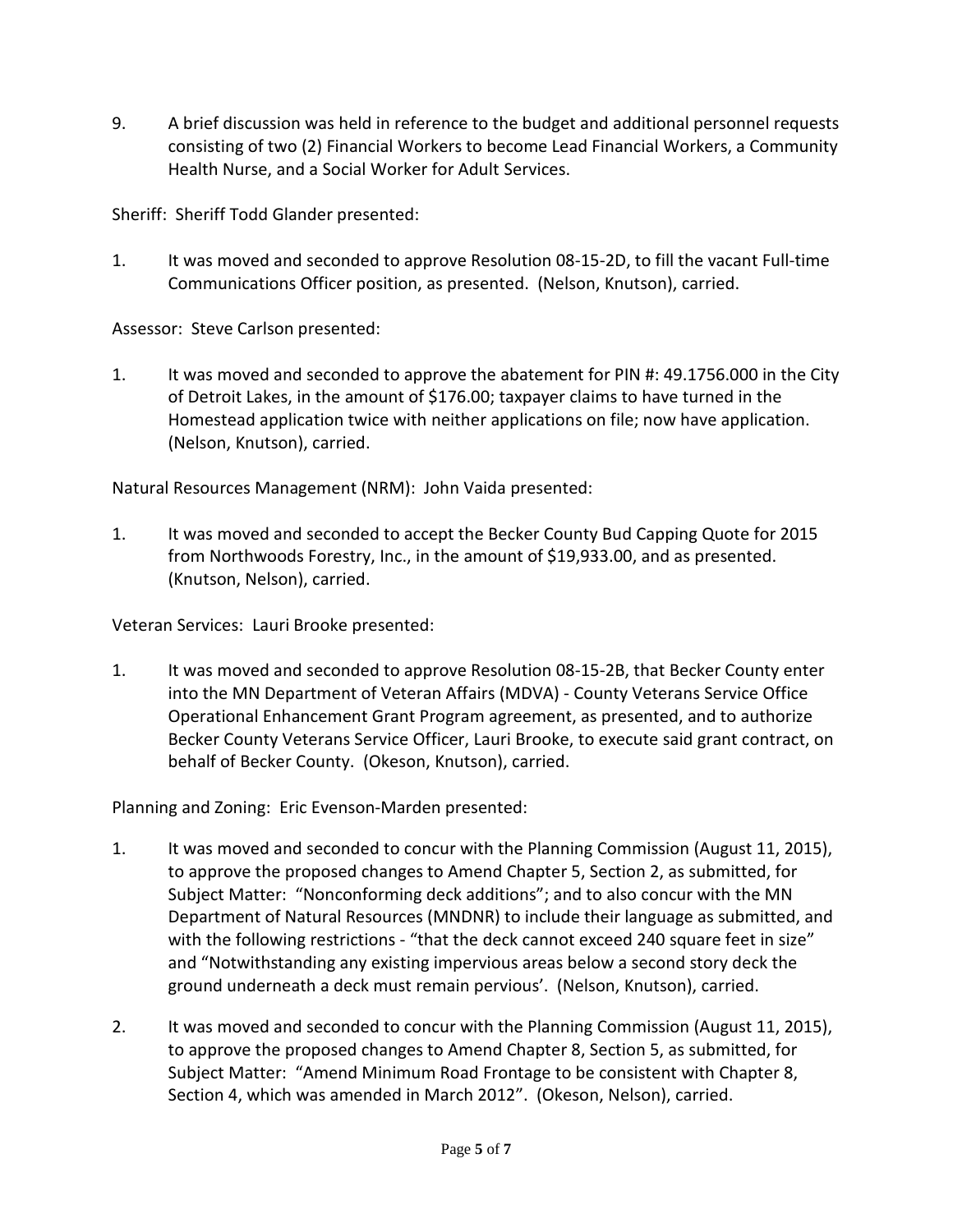9. A brief discussion was held in reference to the budget and additional personnel requests consisting of two (2) Financial Workers to become Lead Financial Workers, a Community Health Nurse, and a Social Worker for Adult Services.

Sheriff: Sheriff Todd Glander presented:

1. It was moved and seconded to approve Resolution 08-15-2D, to fill the vacant Full-time Communications Officer position, as presented. (Nelson, Knutson), carried.

Assessor: Steve Carlson presented:

1. It was moved and seconded to approve the abatement for PIN #: 49.1756.000 in the City of Detroit Lakes, in the amount of $176.00; taxpayer claims to have turned in the Homestead application twice with neither applications on file; now have application. (Nelson, Knutson), carried.

Natural Resources Management (NRM): John Vaida presented:

1. It was moved and seconded to accept the Becker County Bud Capping Quote for 2015 from Northwoods Forestry, Inc., in the amount of $19,933.00, and as presented. (Knutson, Nelson), carried.

Veteran Services: Lauri Brooke presented:

1. It was moved and seconded to approve Resolution 08-15-2B, that Becker County enter into the MN Department of Veteran Affairs (MDVA) - County Veterans Service Office Operational Enhancement Grant Program agreement, as presented, and to authorize Becker County Veterans Service Officer, Lauri Brooke, to execute said grant contract, on behalf of Becker County. (Okeson, Knutson), carried.

Planning and Zoning: Eric Evenson-Marden presented:

1. It was moved and seconded to concur with the Planning Commission (August 11, 2015), to approve the proposed changes to Amend Chapter 5, Section 2, as submitted, for Subject Matter: "Nonconforming deck additions"; and to also concur with the MN Department of Natural Resources (MNDNR) to include their language as submitted, and with the following restrictions - "that the deck cannot exceed 240 square feet in size" and "Notwithstanding any existing impervious areas below a second story deck the ground underneath a deck must remain pervious'. (Nelson, Knutson), carried.

2. It was moved and seconded to concur with the Planning Commission (August 11, 2015), to approve the proposed changes to Amend Chapter 8, Section 5, as submitted, for Subject Matter: "Amend Minimum Road Frontage to be consistent with Chapter 8, Section 4, which was amended in March 2012". (Okeson, Nelson), carried.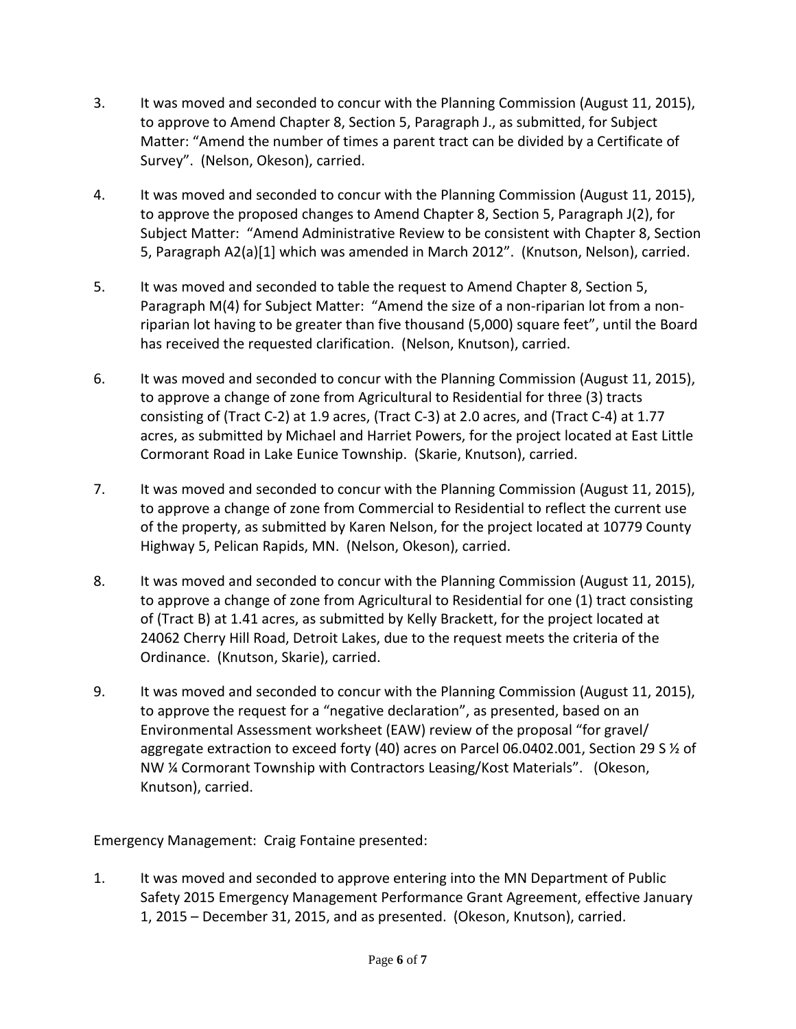3. It was moved and seconded to concur with the Planning Commission (August 11, 2015), to approve to Amend Chapter 8, Section 5, Paragraph J., as submitted, for Subject Matter: "Amend the number of times a parent tract can be divided by a Certificate of Survey". (Nelson, Okeson), carried.

4. It was moved and seconded to concur with the Planning Commission (August 11, 2015), to approve the proposed changes to Amend Chapter 8, Section 5, Paragraph J(2), for Subject Matter: "Amend Administrative Review to be consistent with Chapter 8, Section 5, Paragraph A2(a)[1] which was amended in March 2012". (Knutson, Nelson), carried.

5. It was moved and seconded to table the request to Amend Chapter 8, Section 5, Paragraph M(4) for Subject Matter: "Amend the size of a non-riparian lot from a non-riparian lot having to be greater than five thousand (5,000) square feet", until the Board has received the requested clarification. (Nelson, Knutson), carried.

6. It was moved and seconded to concur with the Planning Commission (August 11, 2015), to approve a change of zone from Agricultural to Residential for three (3) tracts consisting of (Tract C-2) at 1.9 acres, (Tract C-3) at 2.0 acres, and (Tract C-4) at 1.77 acres, as submitted by Michael and Harriet Powers, for the project located at East Little Cormorant Road in Lake Eunice Township. (Skarie, Knutson), carried.

7. It was moved and seconded to concur with the Planning Commission (August 11, 2015), to approve a change of zone from Commercial to Residential to reflect the current use of the property, as submitted by Karen Nelson, for the project located at 10779 County Highway 5, Pelican Rapids, MN. (Nelson, Okeson), carried.

8. It was moved and seconded to concur with the Planning Commission (August 11, 2015), to approve a change of zone from Agricultural to Residential for one (1) tract consisting of (Tract B) at 1.41 acres, as submitted by Kelly Brackett, for the project located at 24062 Cherry Hill Road, Detroit Lakes, due to the request meets the criteria of the Ordinance. (Knutson, Skarie), carried.

9. It was moved and seconded to concur with the Planning Commission (August 11, 2015), to approve the request for a "negative declaration", as presented, based on an Environmental Assessment worksheet (EAW) review of the proposal "for gravel/ aggregate extraction to exceed forty (40) acres on Parcel 06.0402.001, Section 29 S ½ of NW ¼ Cormorant Township with Contractors Leasing/Kost Materials". (Okeson, Knutson), carried.

Emergency Management: Craig Fontaine presented:

1. It was moved and seconded to approve entering into the MN Department of Public Safety 2015 Emergency Management Performance Grant Agreement, effective January 1, 2015 – December 31, 2015, and as presented. (Okeson, Knutson), carried.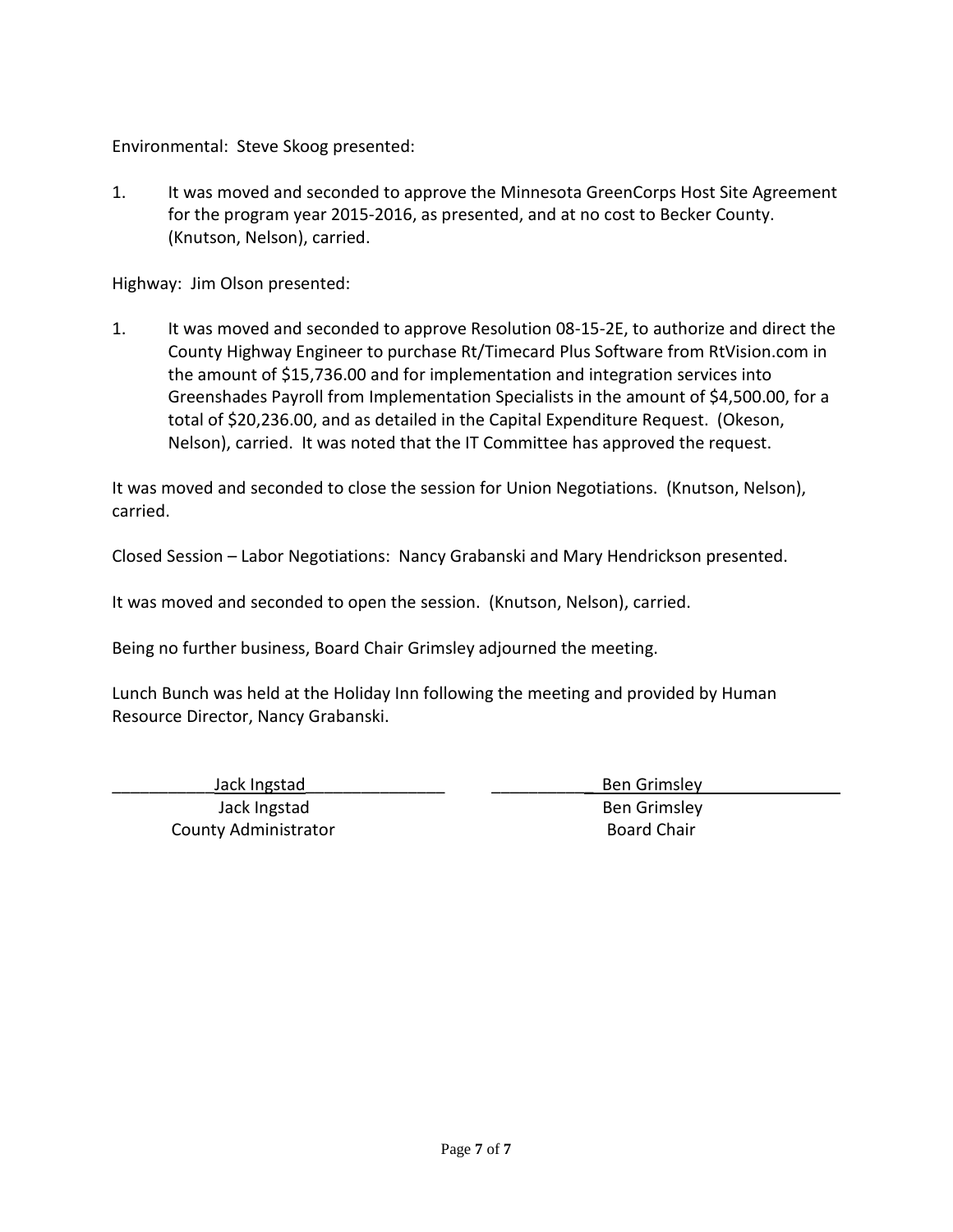Environmental: Steve Skoog presented:

1. It was moved and seconded to approve the Minnesota GreenCorps Host Site Agreement for the program year 2015-2016, as presented, and at no cost to Becker County. (Knutson, Nelson), carried.

Highway: Jim Olson presented:

1. It was moved and seconded to approve Resolution 08-15-2E, to authorize and direct the County Highway Engineer to purchase Rt/Timecard Plus Software from RtVision.com in the amount of $15,736.00 and for implementation and integration services into Greenshades Payroll from Implementation Specialists in the amount of $4,500.00, for a total of $20,236.00, and as detailed in the Capital Expenditure Request. (Okeson, Nelson), carried. It was noted that the IT Committee has approved the request.

It was moved and seconded to close the session for Union Negotiations. (Knutson, Nelson), carried.

Closed Session – Labor Negotiations: Nancy Grabanski and Mary Hendrickson presented.

It was moved and seconded to open the session. (Knutson, Nelson), carried.

Being no further business, Board Chair Grimsley adjourned the meeting.

Lunch Bunch was held at the Holiday Inn following the meeting and provided by Human Resource Director, Nancy Grabanski.

| | |
|---|---|
| Jack Ingstad | Ben Grimsley |
| Jack Ingstad | Ben Grimsley |
| County Administrator | Board Chair |